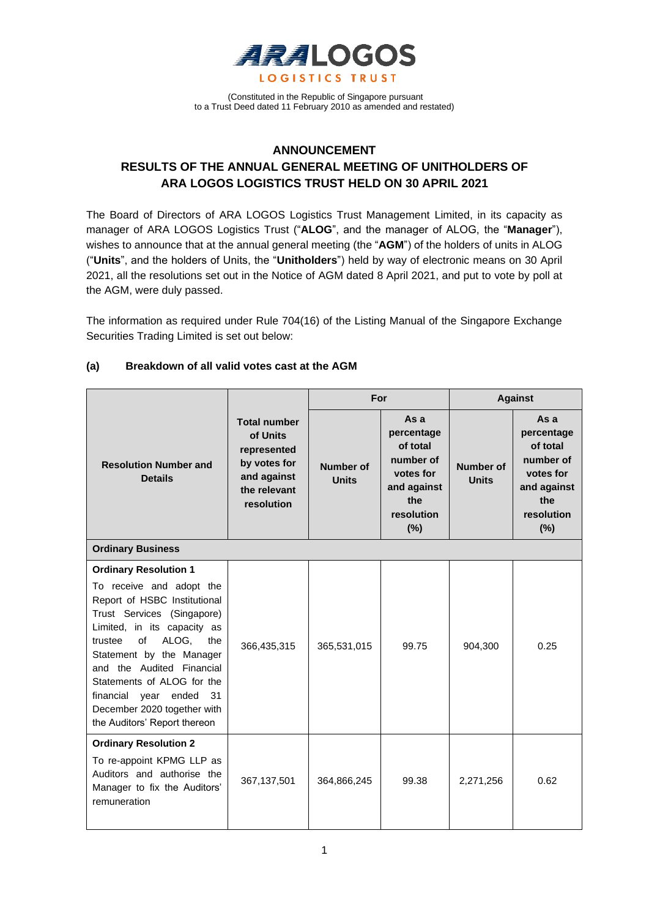# ARA LOGOS LOGISTICS TRUST

(Constituted in the Republic of Singapore pursuant to a Trust Deed dated 11 February 2010 as amended and restated)

## ANNOUNCEMENT

## RESULTS OF THE ANNUAL GENERAL MEETING OF UNITHOLDERS OF ARA LOGOS LOGISTICS TRUST HELD ON 30 APRIL 2021

The Board of Directors of ARA LOGOS Logistics Trust Management Limited, in its capacity as manager of ARA LOGOS Logistics Trust ("**ALOG**", and the manager of ALOG, the "**Manager**"), wishes to announce that at the annual general meeting (the "**AGM**") of the holders of units in ALOG ("**Units**", and the holders of Units, the "**Unitholders**") held by way of electronic means on 30 April 2021, all the resolutions set out in the Notice of AGM dated 8 April 2021, and put to vote by poll at the AGM, were duly passed.

The information as required under Rule 704(16) of the Listing Manual of the Singapore Exchange Securities Trading Limited is set out below:

**(a) Breakdown of all valid votes cast at the AGM**

| Resolution Number and Details | Total number of Units represented by votes for and against the relevant resolution | For | | Against | |
|---|---|---|---|---|---|
| | | Number of Units | As a percentage of total number of votes for and against the resolution (%) | Number of Units | As a percentage of total number of votes for and against the resolution (%) |
| **Ordinary Business** | | | | | |
| **Ordinary Resolution 1** To receive and adopt the Report of HSBC Institutional Trust Services (Singapore) Limited, in its capacity as trustee of ALOG, the Statement by the Manager and the Audited Financial Statements of ALOG for the financial year ended 31 December 2020 together with the Auditors' Report thereon | 366,435,315 | 365,531,015 | 99.75 | 904,300 | 0.25 |
| **Ordinary Resolution 2** To re-appoint KPMG LLP as Auditors and authorise the Manager to fix the Auditors' remuneration | 367,137,501 | 364,866,245 | 99.38 | 2,271,256 | 0.62 |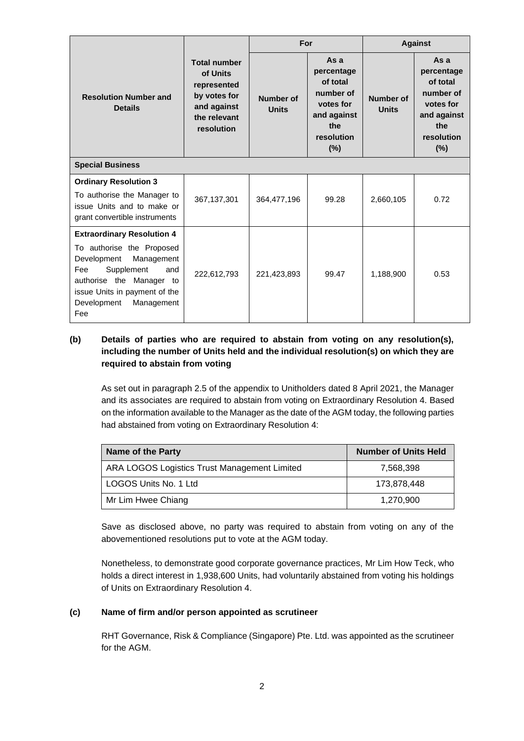| Resolution Number and Details | Total number of Units represented by votes for and against the relevant resolution | For | | Against | |
|---|---|---|---|---|---|
| | | Number of Units | As a percentage of total number of votes for and against the resolution (%) | Number of Units | As a percentage of total number of votes for and against the resolution (%) |
| **Special Business** | | | | | |
| **Ordinary Resolution 3** To authorise the Manager to issue Units and to make or grant convertible instruments | 367,137,301 | 364,477,196 | 99.28 | 2,660,105 | 0.72 |
| **Extraordinary Resolution 4** To authorise the Proposed Development Management Fee Supplement and authorise the Manager to issue Units in payment of the Development Management Fee | 222,612,793 | 221,423,893 | 99.47 | 1,188,900 | 0.53 |

**(b) Details of parties who are required to abstain from voting on any resolution(s), including the number of Units held and the individual resolution(s) on which they are required to abstain from voting**

As set out in paragraph 2.5 of the appendix to Unitholders dated 8 April 2021, the Manager and its associates are required to abstain from voting on Extraordinary Resolution 4. Based on the information available to the Manager as the date of the AGM today, the following parties had abstained from voting on Extraordinary Resolution 4:

| Name of the Party | Number of Units Held |
|---|---|
| ARA LOGOS Logistics Trust Management Limited | 7,568,398 |
| LOGOS Units No. 1 Ltd | 173,878,448 |
| Mr Lim Hwee Chiang | 1,270,900 |

Save as disclosed above, no party was required to abstain from voting on any of the abovementioned resolutions put to vote at the AGM today.

Nonetheless, to demonstrate good corporate governance practices, Mr Lim How Teck, who holds a direct interest in 1,938,600 Units, had voluntarily abstained from voting his holdings of Units on Extraordinary Resolution 4.

**(c) Name of firm and/or person appointed as scrutineer**

RHT Governance, Risk & Compliance (Singapore) Pte. Ltd. was appointed as the scrutineer for the AGM.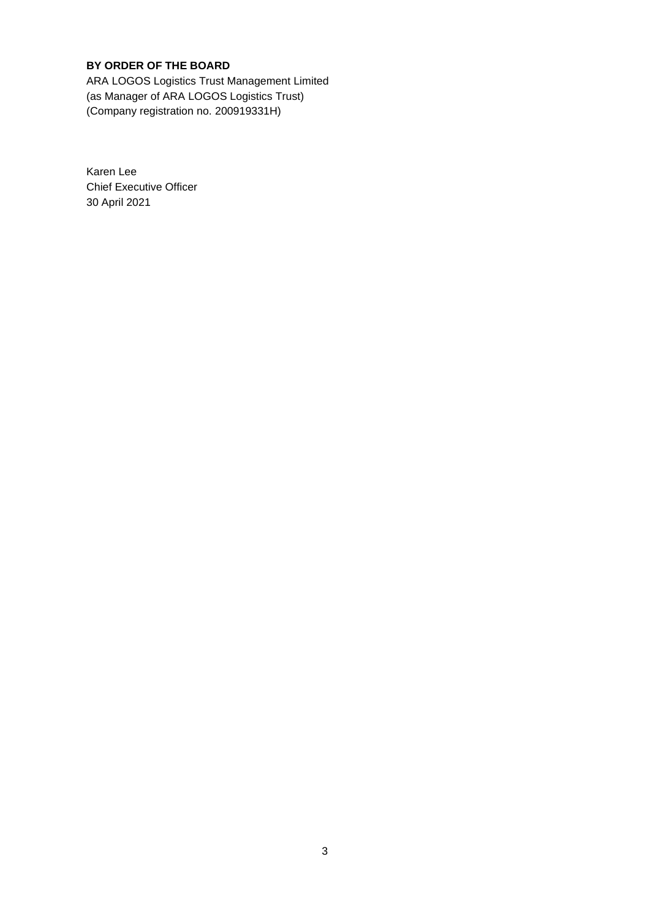**BY ORDER OF THE BOARD**
ARA LOGOS Logistics Trust Management Limited
(as Manager of ARA LOGOS Logistics Trust)
(Company registration no. 200919331H)

Karen Lee
Chief Executive Officer
30 April 2021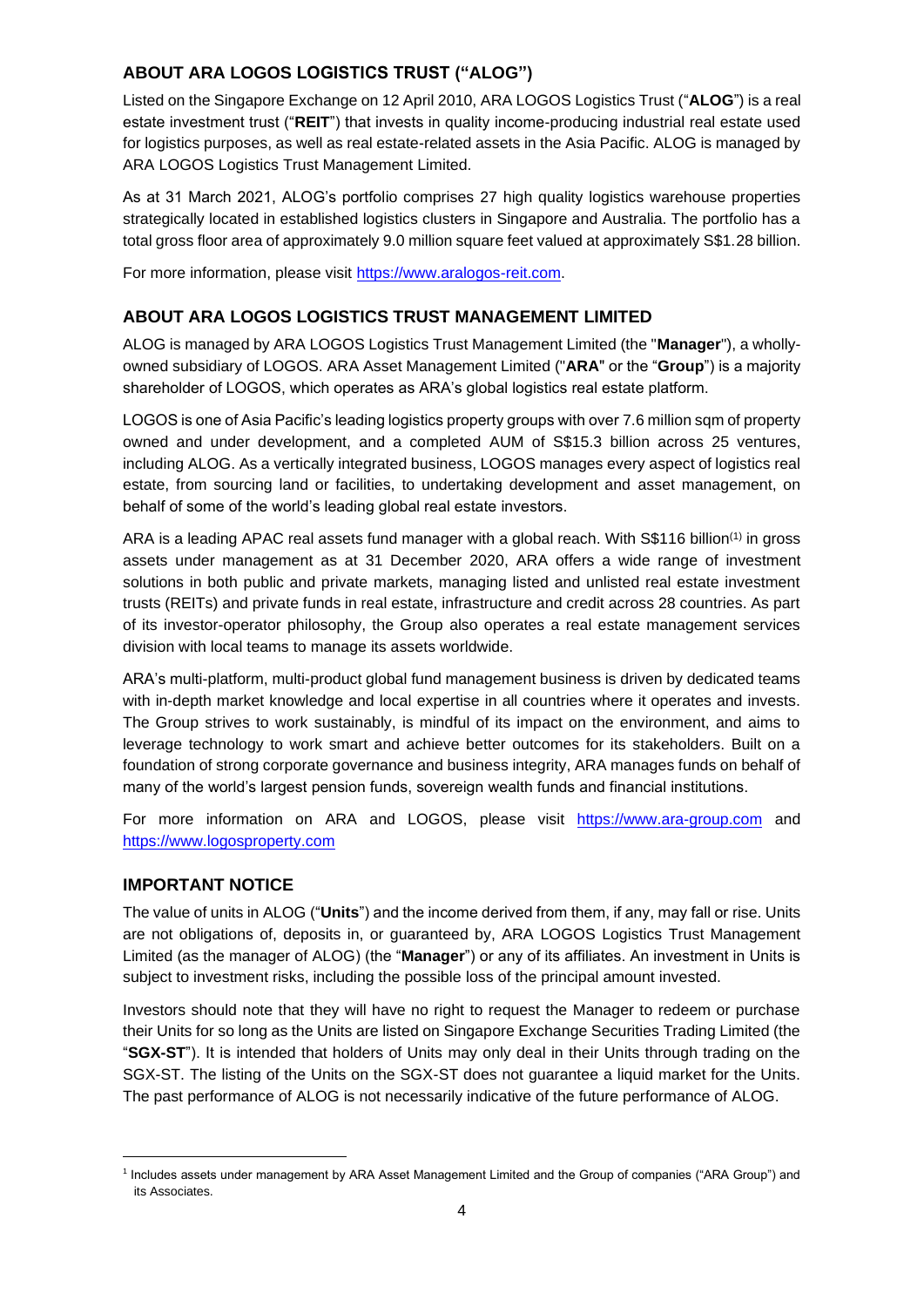## ABOUT ARA LOGOS LOGISTICS TRUST ("ALOG")

Listed on the Singapore Exchange on 12 April 2010, ARA LOGOS Logistics Trust ("**ALOG**") is a real estate investment trust ("**REIT**") that invests in quality income-producing industrial real estate used for logistics purposes, as well as real estate-related assets in the Asia Pacific. ALOG is managed by ARA LOGOS Logistics Trust Management Limited.

As at 31 March 2021, ALOG's portfolio comprises 27 high quality logistics warehouse properties strategically located in established logistics clusters in Singapore and Australia. The portfolio has a total gross floor area of approximately 9.0 million square feet valued at approximately S$1.28 billion.

For more information, please visit https://www.aralogos-reit.com.

## ABOUT ARA LOGOS LOGISTICS TRUST MANAGEMENT LIMITED

ALOG is managed by ARA LOGOS Logistics Trust Management Limited (the "**Manager**"), a wholly-owned subsidiary of LOGOS. ARA Asset Management Limited ("**ARA**" or the "**Group**") is a majority shareholder of LOGOS, which operates as ARA's global logistics real estate platform.

LOGOS is one of Asia Pacific's leading logistics property groups with over 7.6 million sqm of property owned and under development, and a completed AUM of S$15.3 billion across 25 ventures, including ALOG. As a vertically integrated business, LOGOS manages every aspect of logistics real estate, from sourcing land or facilities, to undertaking development and asset management, on behalf of some of the world's leading global real estate investors.

ARA is a leading APAC real assets fund manager with a global reach. With S$116 billion(1) in gross assets under management as at 31 December 2020, ARA offers a wide range of investment solutions in both public and private markets, managing listed and unlisted real estate investment trusts (REITs) and private funds in real estate, infrastructure and credit across 28 countries. As part of its investor-operator philosophy, the Group also operates a real estate management services division with local teams to manage its assets worldwide.

ARA's multi-platform, multi-product global fund management business is driven by dedicated teams with in-depth market knowledge and local expertise in all countries where it operates and invests. The Group strives to work sustainably, is mindful of its impact on the environment, and aims to leverage technology to work smart and achieve better outcomes for its stakeholders. Built on a foundation of strong corporate governance and business integrity, ARA manages funds on behalf of many of the world's largest pension funds, sovereign wealth funds and financial institutions.

For more information on ARA and LOGOS, please visit https://www.ara-group.com and https://www.logosproperty.com

## IMPORTANT NOTICE

The value of units in ALOG ("**Units**") and the income derived from them, if any, may fall or rise. Units are not obligations of, deposits in, or guaranteed by, ARA LOGOS Logistics Trust Management Limited (as the manager of ALOG) (the "**Manager**") or any of its affiliates. An investment in Units is subject to investment risks, including the possible loss of the principal amount invested.

Investors should note that they will have no right to request the Manager to redeem or purchase their Units for so long as the Units are listed on Singapore Exchange Securities Trading Limited (the "**SGX-ST**"). It is intended that holders of Units may only deal in their Units through trading on the SGX-ST. The listing of the Units on the SGX-ST does not guarantee a liquid market for the Units. The past performance of ALOG is not necessarily indicative of the future performance of ALOG.

---

[1] Includes assets under management by ARA Asset Management Limited and the Group of companies ("ARA Group") and its Associates.